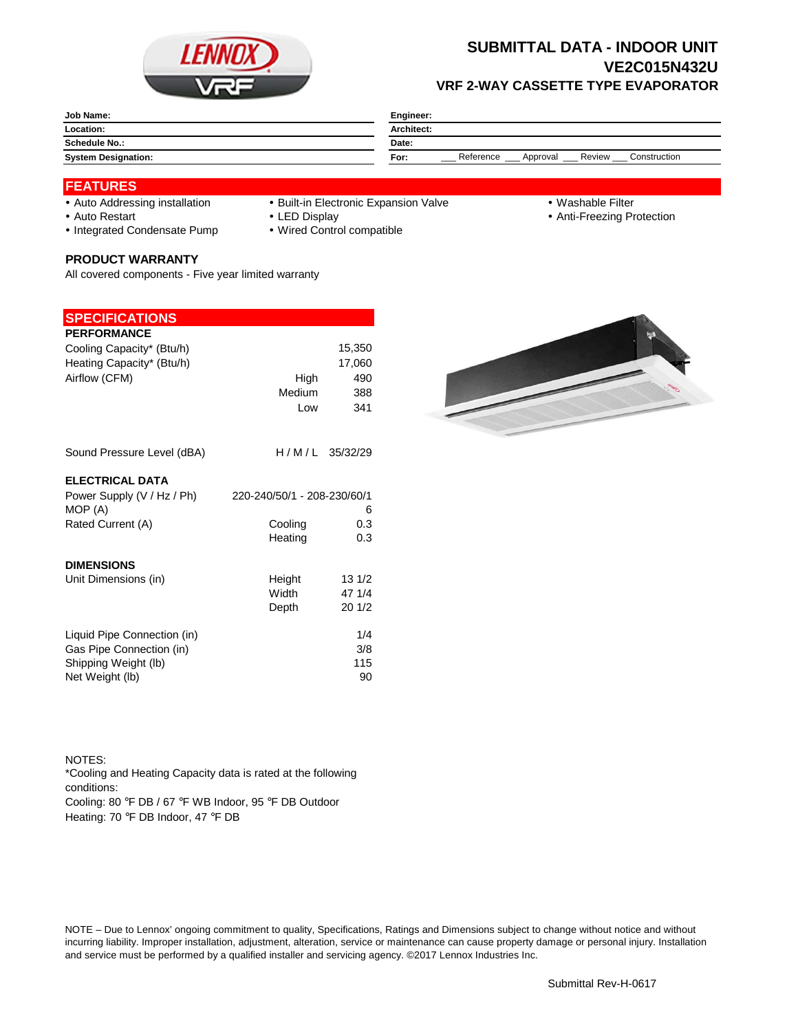# SUBMITTAL DATA - INDOOR UNIT
## VE2C015N432U
### VRF 2-WAY CASSETTE TYPE EVAPORATOR

| | |
|---|---|
| **Job Name:** | **Engineer:** |
| **Location:** | **Architect:** |
| **Schedule No.:** | **Date:** |
| **System Designation:** | **For:** ___ Reference ___ Approval ___ Review ___ Construction |

## FEATURES

- Auto Addressing installation
- Auto Restart
- Integrated Condensate Pump
- Built-in Electronic Expansion Valve
- LED Display
- Wired Control compatible
- Washable Filter
- Anti-Freezing Protection

### PRODUCT WARRANTY

All covered components - Five year limited warranty

## SPECIFICATIONS

### PERFORMANCE

| | | |
|---|---|---|
| Cooling Capacity* (Btu/h) | | 15,350 |
| Heating Capacity* (Btu/h) | | 17,060 |
| Airflow (CFM) | High | 490 |
| | Medium | 388 |
| | Low | 341 |
| Sound Pressure Level (dBA) | H / M / L | 35/32/29 |

### ELECTRICAL DATA

| | | |
|---|---|---|
| Power Supply (V / Hz / Ph) | | 220-240/50/1 - 208-230/60/1 |
| MOP (A) | | 6 |
| Rated Current (A) | Cooling | 0.3 |
| | Heating | 0.3 |

### DIMENSIONS

| | | |
|---|---|---|
| Unit Dimensions (in) | Height | 13 1/2 |
| | Width | 47 1/4 |
| | Depth | 20 1/2 |
| Liquid Pipe Connection (in) | | 1/4 |
| Gas Pipe Connection (in) | | 3/8 |
| Shipping Weight (lb) | | 115 |
| Net Weight (lb) | | 90 |

NOTES:
*Cooling and Heating Capacity data is rated at the following conditions:
Cooling: 80 °F DB / 67 °F WB Indoor, 95 °F DB Outdoor
Heating: 70 °F DB Indoor, 47 °F DB

NOTE – Due to Lennox' ongoing commitment to quality, Specifications, Ratings and Dimensions subject to change without notice and without incurring liability. Improper installation, adjustment, alteration, service or maintenance can cause property damage or personal injury. Installation and service must be performed by a qualified installer and servicing agency. ©2017 Lennox Industries Inc.

Submittal Rev-H-0617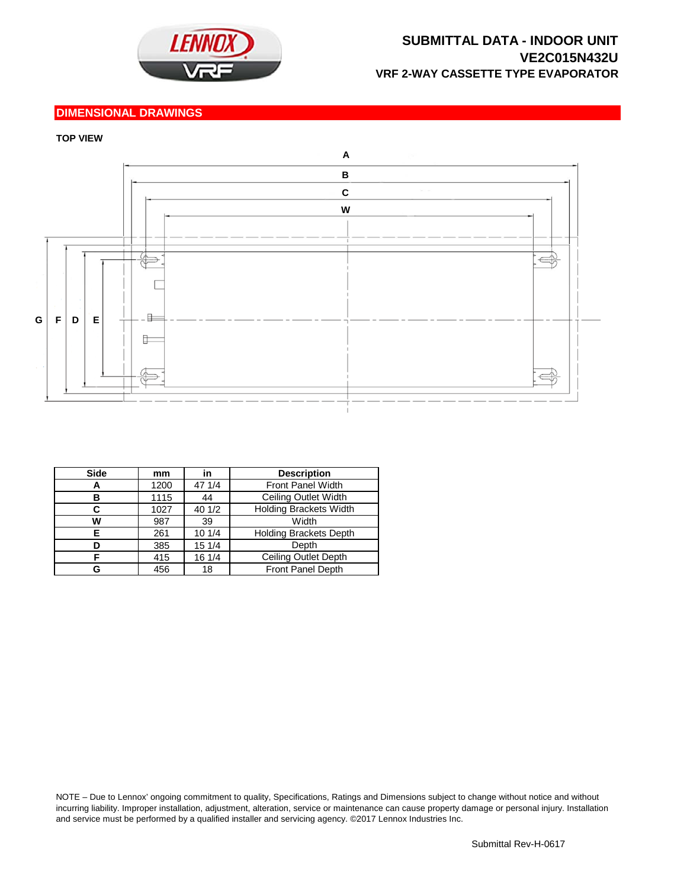# SUBMITTAL DATA - INDOOR UNIT

## VE2C015N432U

### VRF 2-WAY CASSETTE TYPE EVAPORATOR

## DIMENSIONAL DRAWINGS

**TOP VIEW**

A
B
C
W
G F D E

| Side | mm | in | Description |
|---|---|---|---|
| A | 1200 | 47 1/4 | Front Panel Width |
| B | 1115 | 44 | Ceiling Outlet Width |
| C | 1027 | 40 1/2 | Holding Brackets Width |
| W | 987 | 39 | Width |
| E | 261 | 10 1/4 | Holding Brackets Depth |
| D | 385 | 15 1/4 | Depth |
| F | 415 | 16 1/4 | Ceiling Outlet Depth |
| G | 456 | 18 | Front Panel Depth |

NOTE – Due to Lennox' ongoing commitment to quality, Specifications, Ratings and Dimensions subject to change without notice and without incurring liability. Improper installation, adjustment, alteration, service or maintenance can cause property damage or personal injury. Installation and service must be performed by a qualified installer and servicing agency. ©2017 Lennox Industries Inc.

Submittal Rev-H-0617